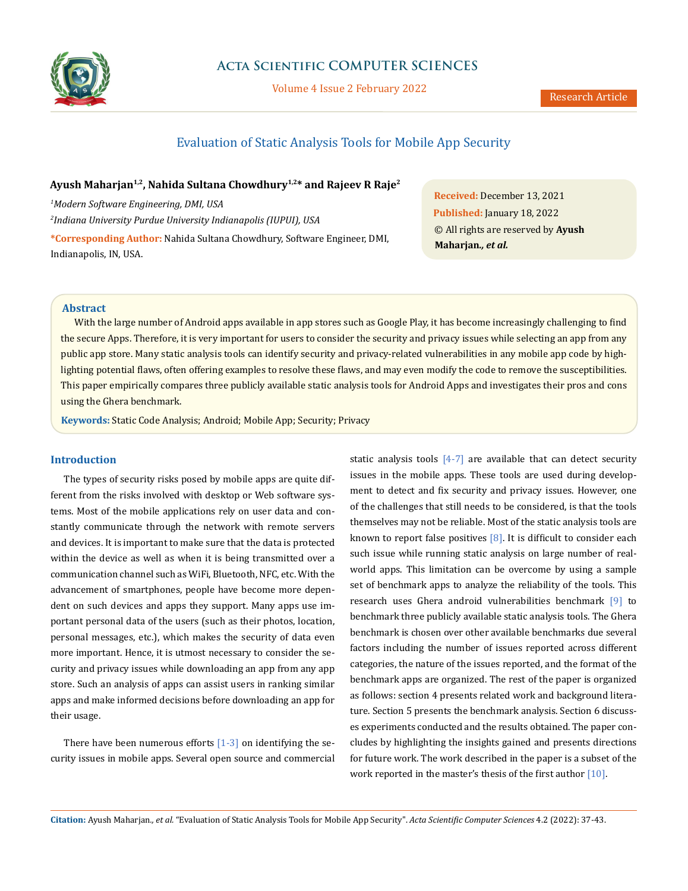# Evaluation of Static Analysis Tools for Mobile App Security

**Ayush Maharjan[1,2], Nahida Sultana Chowdhury[1,2]* and Rajeev R Raje[2]**

*[1]Modern Software Engineering, DMI, USA*

*[2]Indiana University Purdue University Indianapolis (IUPUI), USA*

***Corresponding Author:** Nahida Sultana Chowdhury, Software Engineer, DMI, Indianapolis, IN, USA.

**Received:** December 13, 2021

**Published:** January 18, 2022

© All rights are reserved by **Ayush Maharjan., *et al.***

## Abstract

With the large number of Android apps available in app stores such as Google Play, it has become increasingly challenging to find the secure Apps. Therefore, it is very important for users to consider the security and privacy issues while selecting an app from any public app store. Many static analysis tools can identify security and privacy-related vulnerabilities in any mobile app code by highlighting potential flaws, often offering examples to resolve these flaws, and may even modify the code to remove the susceptibilities. This paper empirically compares three publicly available static analysis tools for Android Apps and investigates their pros and cons using the Ghera benchmark.

**Keywords:** Static Code Analysis; Android; Mobile App; Security; Privacy

## Introduction

The types of security risks posed by mobile apps are quite different from the risks involved with desktop or Web software systems. Most of the mobile applications rely on user data and constantly communicate through the network with remote servers and devices. It is important to make sure that the data is protected within the device as well as when it is being transmitted over a communication channel such as WiFi, Bluetooth, NFC, etc. With the advancement of smartphones, people have become more dependent on such devices and apps they support. Many apps use important personal data of the users (such as their photos, location, personal messages, etc.), which makes the security of data even more important. Hence, it is utmost necessary to consider the security and privacy issues while downloading an app from any app store. Such an analysis of apps can assist users in ranking similar apps and make informed decisions before downloading an app for their usage.

There have been numerous efforts [1-3] on identifying the security issues in mobile apps. Several open source and commercial static analysis tools [4-7] are available that can detect security issues in the mobile apps. These tools are used during development to detect and fix security and privacy issues. However, one of the challenges that still needs to be considered, is that the tools themselves may not be reliable. Most of the static analysis tools are known to report false positives [8]. It is difficult to consider each such issue while running static analysis on large number of real-world apps. This limitation can be overcome by using a sample set of benchmark apps to analyze the reliability of the tools. This research uses Ghera android vulnerabilities benchmark [9] to benchmark three publicly available static analysis tools. The Ghera benchmark is chosen over other available benchmarks due several factors including the number of issues reported across different categories, the nature of the issues reported, and the format of the benchmark apps are organized. The rest of the paper is organized as follows: section 4 presents related work and background literature. Section 5 presents the benchmark analysis. Section 6 discusses experiments conducted and the results obtained. The paper concludes by highlighting the insights gained and presents directions for future work. The work described in the paper is a subset of the work reported in the master's thesis of the first author [10].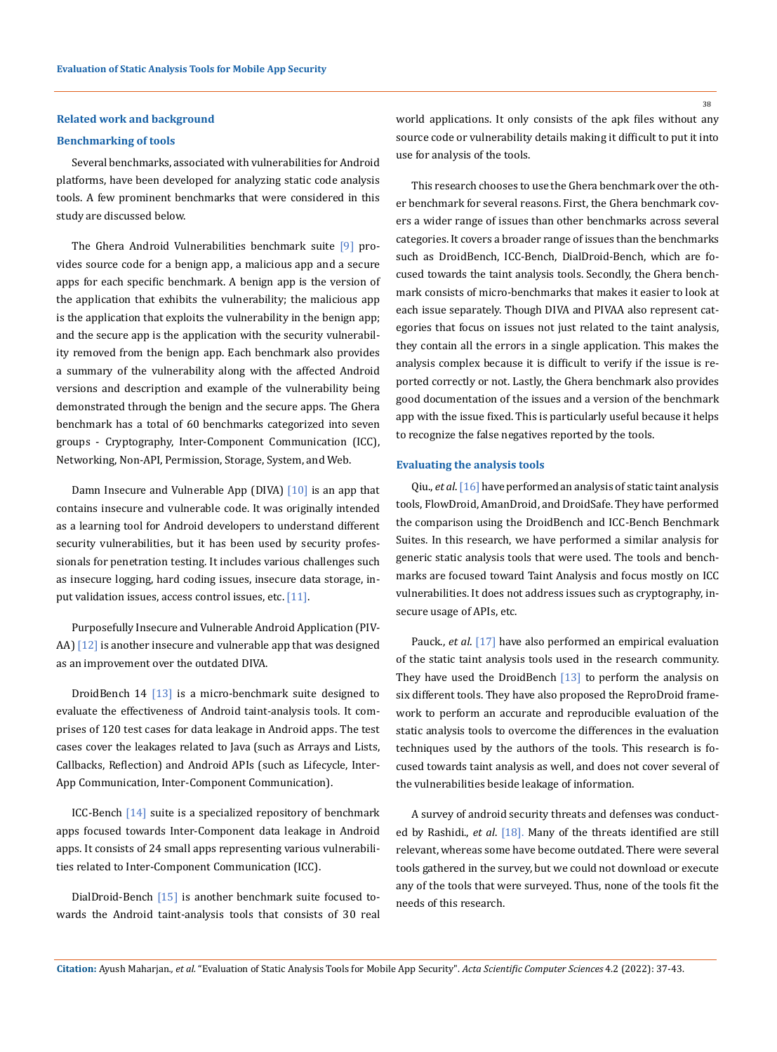## Related work and background

### Benchmarking of tools

Several benchmarks, associated with vulnerabilities for Android platforms, have been developed for analyzing static code analysis tools. A few prominent benchmarks that were considered in this study are discussed below.

The Ghera Android Vulnerabilities benchmark suite [9] provides source code for a benign app, a malicious app and a secure apps for each specific benchmark. A benign app is the version of the application that exhibits the vulnerability; the malicious app is the application that exploits the vulnerability in the benign app; and the secure app is the application with the security vulnerability removed from the benign app. Each benchmark also provides a summary of the vulnerability along with the affected Android versions and description and example of the vulnerability being demonstrated through the benign and the secure apps. The Ghera benchmark has a total of 60 benchmarks categorized into seven groups - Cryptography, Inter-Component Communication (ICC), Networking, Non-API, Permission, Storage, System, and Web.

Damn Insecure and Vulnerable App (DIVA) [10] is an app that contains insecure and vulnerable code. It was originally intended as a learning tool for Android developers to understand different security vulnerabilities, but it has been used by security professionals for penetration testing. It includes various challenges such as insecure logging, hard coding issues, insecure data storage, input validation issues, access control issues, etc. [11].

Purposefully Insecure and Vulnerable Android Application (PIVAA) [12] is another insecure and vulnerable app that was designed as an improvement over the outdated DIVA.

DroidBench 14 [13] is a micro-benchmark suite designed to evaluate the effectiveness of Android taint-analysis tools. It comprises of 120 test cases for data leakage in Android apps. The test cases cover the leakages related to Java (such as Arrays and Lists, Callbacks, Reflection) and Android APIs (such as Lifecycle, Inter-App Communication, Inter-Component Communication).

ICC-Bench [14] suite is a specialized repository of benchmark apps focused towards Inter-Component data leakage in Android apps. It consists of 24 small apps representing various vulnerabilities related to Inter-Component Communication (ICC).

DialDroid-Bench [15] is another benchmark suite focused towards the Android taint-analysis tools that consists of 30 real world applications. It only consists of the apk files without any source code or vulnerability details making it difficult to put it into use for analysis of the tools.

This research chooses to use the Ghera benchmark over the other benchmark for several reasons. First, the Ghera benchmark covers a wider range of issues than other benchmarks across several categories. It covers a broader range of issues than the benchmarks such as DroidBench, ICC-Bench, DialDroid-Bench, which are focused towards the taint analysis tools. Secondly, the Ghera benchmark consists of micro-benchmarks that makes it easier to look at each issue separately. Though DIVA and PIVAA also represent categories that focus on issues not just related to the taint analysis, they contain all the errors in a single application. This makes the analysis complex because it is difficult to verify if the issue is reported correctly or not. Lastly, the Ghera benchmark also provides good documentation of the issues and a version of the benchmark app with the issue fixed. This is particularly useful because it helps to recognize the false negatives reported by the tools.

### Evaluating the analysis tools

Qiu., *et al*. [16] have performed an analysis of static taint analysis tools, FlowDroid, AmanDroid, and DroidSafe. They have performed the comparison using the DroidBench and ICC-Bench Benchmark Suites. In this research, we have performed a similar analysis for generic static analysis tools that were used. The tools and benchmarks are focused toward Taint Analysis and focus mostly on ICC vulnerabilities. It does not address issues such as cryptography, insecure usage of APIs, etc.

Pauck., *et al*. [17] have also performed an empirical evaluation of the static taint analysis tools used in the research community. They have used the DroidBench [13] to perform the analysis on six different tools. They have also proposed the ReproDroid framework to perform an accurate and reproducible evaluation of the static analysis tools to overcome the differences in the evaluation techniques used by the authors of the tools. This research is focused towards taint analysis as well, and does not cover several of the vulnerabilities beside leakage of information.

A survey of android security threats and defenses was conducted by Rashidi., *et al*. [18]. Many of the threats identified are still relevant, whereas some have become outdated. There were several tools gathered in the survey, but we could not download or execute any of the tools that were surveyed. Thus, none of the tools fit the needs of this research.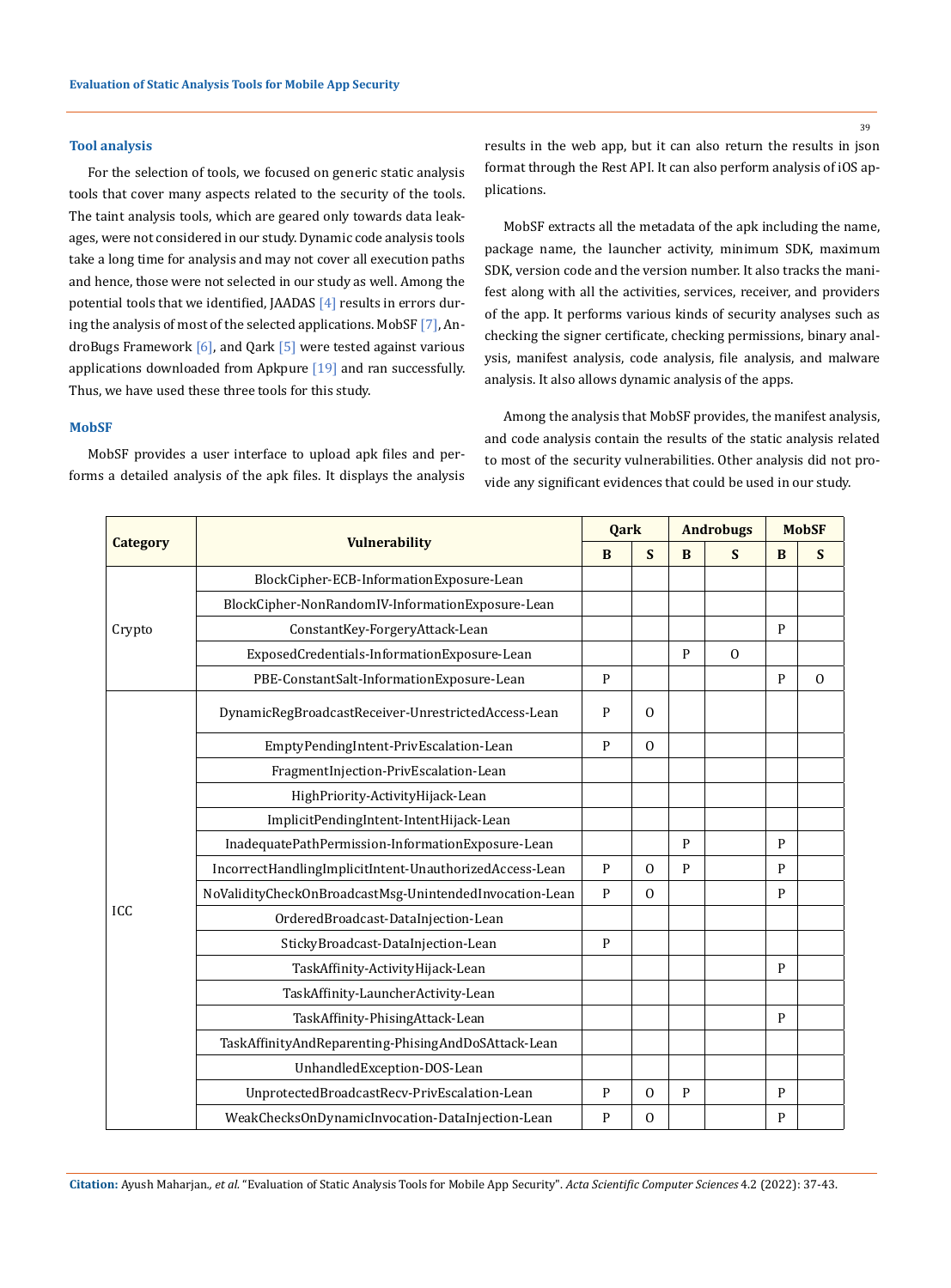### Tool analysis

For the selection of tools, we focused on generic static analysis tools that cover many aspects related to the security of the tools. The taint analysis tools, which are geared only towards data leakages, were not considered in our study. Dynamic code analysis tools take a long time for analysis and may not cover all execution paths and hence, those were not selected in our study as well. Among the potential tools that we identified, JAADAS [4] results in errors during the analysis of most of the selected applications. MobSF [7], AndroBugs Framework [6], and Qark [5] were tested against various applications downloaded from Apkpure [19] and ran successfully. Thus, we have used these three tools for this study.

### MobSF

MobSF provides a user interface to upload apk files and performs a detailed analysis of the apk files. It displays the analysis results in the web app, but it can also return the results in json format through the Rest API. It can also perform analysis of iOS applications.

MobSF extracts all the metadata of the apk including the name, package name, the launcher activity, minimum SDK, maximum SDK, version code and the version number. It also tracks the manifest along with all the activities, services, receiver, and providers of the app. It performs various kinds of security analyses such as checking the signer certificate, checking permissions, binary analysis, manifest analysis, code analysis, file analysis, and malware analysis. It also allows dynamic analysis of the apps.

Among the analysis that MobSF provides, the manifest analysis, and code analysis contain the results of the static analysis related to most of the security vulnerabilities. Other analysis did not provide any significant evidences that could be used in our study.

| Category | Vulnerability | Qark | | Androbugs | | MobSF | |
|---|---|---|---|---|---|---|---|
| | | B | S | B | S | B | S |
| Crypto | BlockCipher-ECB-InformationExposure-Lean | | | | | | |
| | BlockCipher-NonRandomIV-InformationExposure-Lean | | | | | | |
| | ConstantKey-ForgeryAttack-Lean | | | | | P | |
| | ExposedCredentials-InformationExposure-Lean | | | P | O | | |
| | PBE-ConstantSalt-InformationExposure-Lean | P | | | | P | O |
| ICC | DynamicRegBroadcastReceiver-UnrestrictedAccess-Lean | P | O | | | | |
| | EmptyPendingIntent-PrivEscalation-Lean | P | O | | | | |
| | FragmentInjection-PrivEscalation-Lean | | | | | | |
| | HighPriority-ActivityHijack-Lean | | | | | | |
| | ImplicitPendingIntent-IntentHijack-Lean | | | | | | |
| | InadequatePathPermission-InformationExposure-Lean | | | P | | P | |
| | IncorrectHandlingImplicitIntent-UnauthorizedAccess-Lean | P | O | P | | P | |
| | NoValidityCheckOnBroadcastMsg-UnintendedInvocation-Lean | P | O | | | P | |
| | OrderedBroadcast-DataInjection-Lean | | | | | | |
| | StickyBroadcast-DataInjection-Lean | P | | | | | |
| | TaskAffinity-ActivityHijack-Lean | | | | | P | |
| | TaskAffinity-LauncherActivity-Lean | | | | | | |
| | TaskAffinity-PhisingAttack-Lean | | | | | P | |
| | TaskAffinityAndReparenting-PhisingAndDoSAttack-Lean | | | | | | |
| | UnhandledException-DOS-Lean | | | | | | |
| | UnprotectedBroadcastRecv-PrivEscalation-Lean | P | O | P | | P | |
| | WeakChecksOnDynamicInvocation-DataInjection-Lean | P | O | | | P | |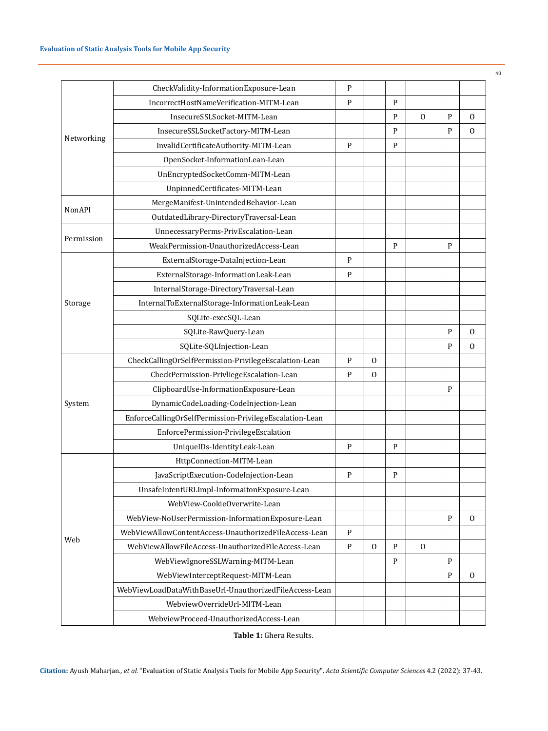| | | | | | | | |
|---|---|---|---|---|---|---|---|
| Networking | CheckValidity-InformationExposure-Lean | P | | | | | |
| | IncorrectHostNameVerification-MITM-Lean | P | | P | | | |
| | InsecureSSLSocket-MITM-Lean | | | P | O | P | O |
| | InsecureSSLSocketFactory-MITM-Lean | | | P | | P | O |
| | InvalidCertificateAuthority-MITM-Lean | P | | P | | | |
| | OpenSocket-InformationLean-Lean | | | | | | |
| | UnEncryptedSocketComm-MITM-Lean | | | | | | |
| | UnpinnedCertificates-MITM-Lean | | | | | | |
| NonAPI | MergeManifest-UnintendedBehavior-Lean | | | | | | |
| | OutdatedLibrary-DirectoryTraversal-Lean | | | | | | |
| Permission | UnnecessaryPerms-PrivEscalation-Lean | | | | | | |
| | WeakPermission-UnauthorizedAccess-Lean | | | P | | P | |
| Storage | ExternalStorage-DataInjection-Lean | P | | | | | |
| | ExternalStorage-InformationLeak-Lean | P | | | | | |
| | InternalStorage-DirectoryTraversal-Lean | | | | | | |
| | InternalToExternalStorage-InformationLeak-Lean | | | | | | |
| | SQLite-execSQL-Lean | | | | | | |
| | SQLite-RawQuery-Lean | | | | | P | O |
| | SQLite-SQLInjection-Lean | | | | | P | O |
| System | CheckCallingOrSelfPermission-PrivilegeEscalation-Lean | P | O | | | | |
| | CheckPermission-PrivliegeEscalation-Lean | P | O | | | | |
| | ClipboardUse-InformationExposure-Lean | | | | | P | |
| | DynamicCodeLoading-CodeInjection-Lean | | | | | | |
| | EnforceCallingOrSelfPermission-PrivilegeEscalation-Lean | | | | | | |
| | EnforcePermission-PrivilegeEscalation | | | | | | |
| | UniqueIDs-IdentityLeak-Lean | P | | P | | | |
| Web | HttpConnection-MITM-Lean | | | | | | |
| | JavaScriptExecution-CodeInjection-Lean | P | | P | | | |
| | UnsafeIntentURLImpl-InformaitonExposure-Lean | | | | | | |
| | WebView-CookieOverwrite-Lean | | | | | | |
| | WebView-NoUserPermission-InformationExposure-Lean | | | | | P | O |
| | WebViewAllowContentAccess-UnauthorizedFileAccess-Lean | P | | | | | |
| | WebViewAllowFileAccess-UnauthorizedFileAccess-Lean | P | O | P | O | | |
| | WebViewIgnoreSSLWarning-MITM-Lean | | | P | | P | |
| | WebViewInterceptRequest-MITM-Lean | | | | | P | O |
| | WebViewLoadDataWithBaseUrl-UnauthorizedFileAccess-Lean | | | | | | |
| | WebviewOverrideUrl-MITM-Lean | | | | | | |
| | WebviewProceed-UnauthorizedAccess-Lean | | | | | | |

**Table 1:** Ghera Results.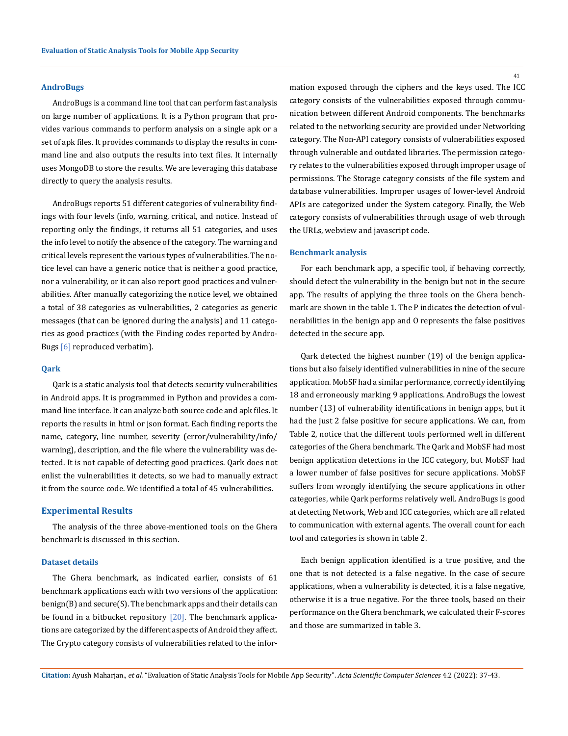### AndroBugs

AndroBugs is a command line tool that can perform fast analysis on large number of applications. It is a Python program that provides various commands to perform analysis on a single apk or a set of apk files. It provides commands to display the results in command line and also outputs the results into text files. It internally uses MongoDB to store the results. We are leveraging this database directly to query the analysis results.

AndroBugs reports 51 different categories of vulnerability findings with four levels (info, warning, critical, and notice. Instead of reporting only the findings, it returns all 51 categories, and uses the info level to notify the absence of the category. The warning and critical levels represent the various types of vulnerabilities. The notice level can have a generic notice that is neither a good practice, nor a vulnerability, or it can also report good practices and vulnerabilities. After manually categorizing the notice level, we obtained a total of 38 categories as vulnerabilities, 2 categories as generic messages (that can be ignored during the analysis) and 11 categories as good practices (with the Finding codes reported by AndroBugs [6] reproduced verbatim).

### Qark

Qark is a static analysis tool that detects security vulnerabilities in Android apps. It is programmed in Python and provides a command line interface. It can analyze both source code and apk files. It reports the results in html or json format. Each finding reports the name, category, line number, severity (error/vulnerability/info/warning), description, and the file where the vulnerability was detected. It is not capable of detecting good practices. Qark does not enlist the vulnerabilities it detects, so we had to manually extract it from the source code. We identified a total of 45 vulnerabilities.

## Experimental Results

The analysis of the three above-mentioned tools on the Ghera benchmark is discussed in this section.

### Dataset details

The Ghera benchmark, as indicated earlier, consists of 61 benchmark applications each with two versions of the application: benign(B) and secure(S). The benchmark apps and their details can be found in a bitbucket repository [20]. The benchmark applications are categorized by the different aspects of Android they affect. The Crypto category consists of vulnerabilities related to the information exposed through the ciphers and the keys used. The ICC category consists of the vulnerabilities exposed through communication between different Android components. The benchmarks related to the networking security are provided under Networking category. The Non-API category consists of vulnerabilities exposed through vulnerable and outdated libraries. The permission category relates to the vulnerabilities exposed through improper usage of permissions. The Storage category consists of the file system and database vulnerabilities. Improper usages of lower-level Android APIs are categorized under the System category. Finally, the Web category consists of vulnerabilities through usage of web through the URLs, webview and javascript code.

### Benchmark analysis

For each benchmark app, a specific tool, if behaving correctly, should detect the vulnerability in the benign but not in the secure app. The results of applying the three tools on the Ghera benchmark are shown in the table 1. The P indicates the detection of vulnerabilities in the benign app and O represents the false positives detected in the secure app.

Qark detected the highest number (19) of the benign applications but also falsely identified vulnerabilities in nine of the secure application. MobSF had a similar performance, correctly identifying 18 and erroneously marking 9 applications. AndroBugs the lowest number (13) of vulnerability identifications in benign apps, but it had the just 2 false positive for secure applications. We can, from Table 2, notice that the different tools performed well in different categories of the Ghera benchmark. The Qark and MobSF had most benign application detections in the ICC category, but MobSF had a lower number of false positives for secure applications. MobSF suffers from wrongly identifying the secure applications in other categories, while Qark performs relatively well. AndroBugs is good at detecting Network, Web and ICC categories, which are all related to communication with external agents. The overall count for each tool and categories is shown in table 2.

Each benign application identified is a true positive, and the one that is not detected is a false negative. In the case of secure applications, when a vulnerability is detected, it is a false negative, otherwise it is a true negative. For the three tools, based on their performance on the Ghera benchmark, we calculated their F-scores and those are summarized in table 3.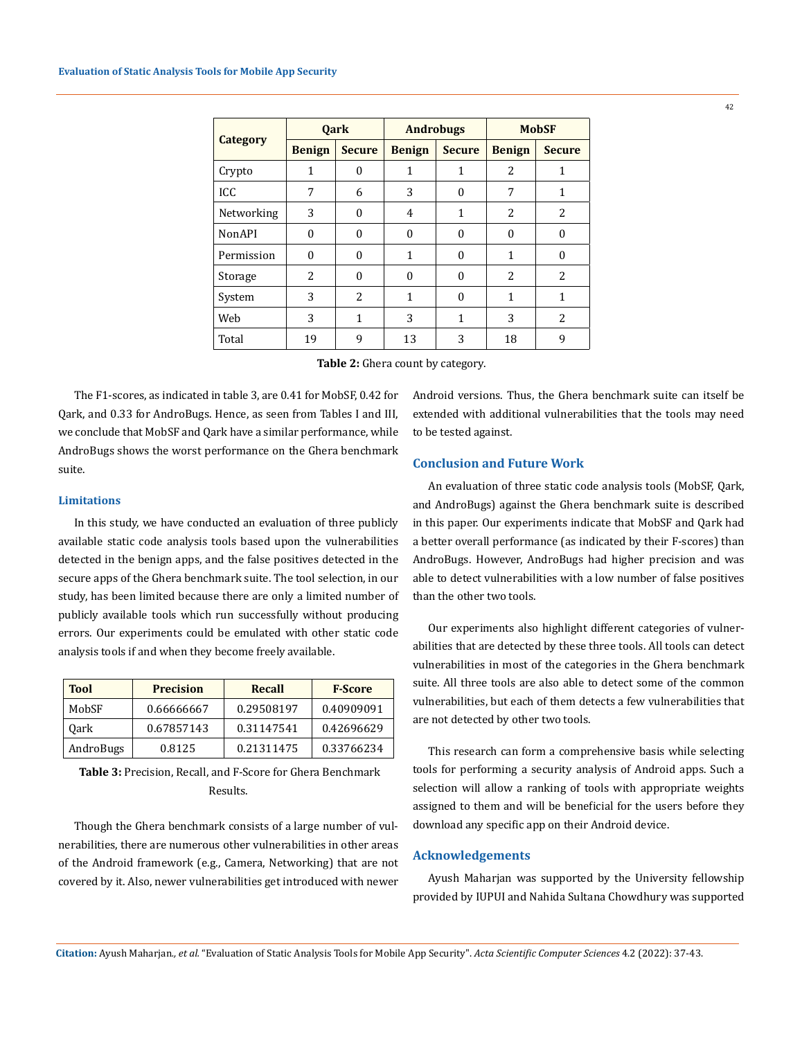| Category | Qark | | Androbugs | | MobSF | |
|---|---|---|---|---|---|---|
| | Benign | Secure | Benign | Secure | Benign | Secure |
| Crypto | 1 | 0 | 1 | 1 | 2 | 1 |
| ICC | 7 | 6 | 3 | 0 | 7 | 1 |
| Networking | 3 | 0 | 4 | 1 | 2 | 2 |
| NonAPI | 0 | 0 | 0 | 0 | 0 | 0 |
| Permission | 0 | 0 | 1 | 0 | 1 | 0 |
| Storage | 2 | 0 | 0 | 0 | 2 | 2 |
| System | 3 | 2 | 1 | 0 | 1 | 1 |
| Web | 3 | 1 | 3 | 1 | 3 | 2 |
| Total | 19 | 9 | 13 | 3 | 18 | 9 |

**Table 2:** Ghera count by category.

The F1-scores, as indicated in table 3, are 0.41 for MobSF, 0.42 for Qark, and 0.33 for AndroBugs. Hence, as seen from Tables I and III, we conclude that MobSF and Qark have a similar performance, while AndroBugs shows the worst performance on the Ghera benchmark suite.

### Limitations

In this study, we have conducted an evaluation of three publicly available static code analysis tools based upon the vulnerabilities detected in the benign apps, and the false positives detected in the secure apps of the Ghera benchmark suite. The tool selection, in our study, has been limited because there are only a limited number of publicly available tools which run successfully without producing errors. Our experiments could be emulated with other static code analysis tools if and when they become freely available.

| Tool | Precision | Recall | F-Score |
|---|---|---|---|
| MobSF | 0.66666667 | 0.29508197 | 0.40909091 |
| Qark | 0.67857143 | 0.31147541 | 0.42696629 |
| AndroBugs | 0.8125 | 0.21311475 | 0.33766234 |

**Table 3:** Precision, Recall, and F-Score for Ghera Benchmark Results.

Though the Ghera benchmark consists of a large number of vulnerabilities, there are numerous other vulnerabilities in other areas of the Android framework (e.g., Camera, Networking) that are not covered by it. Also, newer vulnerabilities get introduced with newer Android versions. Thus, the Ghera benchmark suite can itself be extended with additional vulnerabilities that the tools may need to be tested against.

### Conclusion and Future Work

An evaluation of three static code analysis tools (MobSF, Qark, and AndroBugs) against the Ghera benchmark suite is described in this paper. Our experiments indicate that MobSF and Qark had a better overall performance (as indicated by their F-scores) than AndroBugs. However, AndroBugs had higher precision and was able to detect vulnerabilities with a low number of false positives than the other two tools.

Our experiments also highlight different categories of vulnerabilities that are detected by these three tools. All tools can detect vulnerabilities in most of the categories in the Ghera benchmark suite. All three tools are also able to detect some of the common vulnerabilities, but each of them detects a few vulnerabilities that are not detected by other two tools.

This research can form a comprehensive basis while selecting tools for performing a security analysis of Android apps. Such a selection will allow a ranking of tools with appropriate weights assigned to them and will be beneficial for the users before they download any specific app on their Android device.

### Acknowledgements

Ayush Maharjan was supported by the University fellowship provided by IUPUI and Nahida Sultana Chowdhury was supported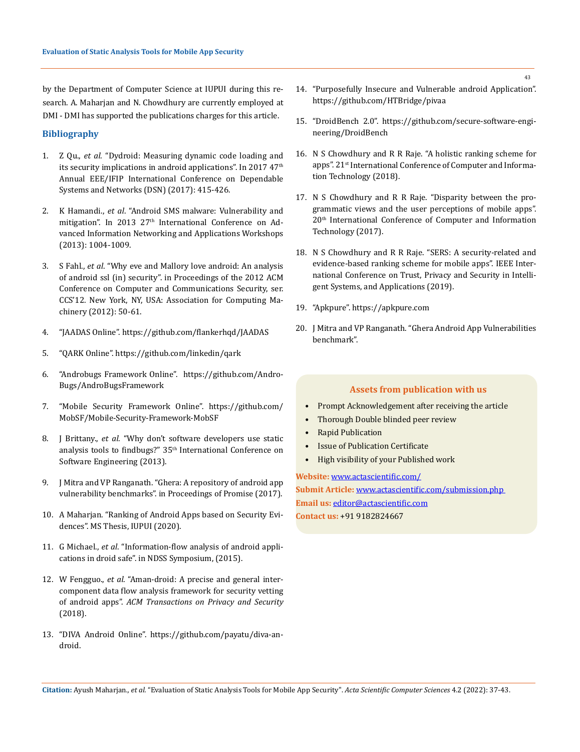by the Department of Computer Science at IUPUI during this research. A. Maharjan and N. Chowdhury are currently employed at DMI - DMI has supported the publications charges for this article.

## Bibliography

1. Z Qu., *et al*. “Dydroid: Measuring dynamic code loading and its security implications in android applications”. In 2017 47th Annual EEE/IFIP International Conference on Dependable Systems and Networks (DSN) (2017): 415-426.
2. K Hamandi., *et al*. “Android SMS malware: Vulnerability and mitigation”. In 2013 27th International Conference on Advanced Information Networking and Applications Workshops (2013): 1004-1009.
3. S Fahl., *et al*. “Why eve and Mallory love android: An analysis of android ssl (in) security”. in Proceedings of the 2012 ACM Conference on Computer and Communications Security, ser. CCS’12. New York, NY, USA: Association for Computing Machinery (2012): 50-61.
4. “JAADAS Online”. https://github.com/flankerhqd/JAADAS
5. “QARK Online”. https://github.com/linkedin/qark
6. “Androbugs Framework Online”. https://github.com/AndroBugs/AndroBugsFramework
7. “Mobile Security Framework Online”. https://github.com/MobSF/Mobile-Security-Framework-MobSF
8. J Brittany., *et al*. “Why don’t software developers use static analysis tools to findbugs?” 35th International Conference on Software Engineering (2013).
9. J Mitra and VP Ranganath. “Ghera: A repository of android app vulnerability benchmarks”. in Proceedings of Promise (2017).
10. A Maharjan. “Ranking of Android Apps based on Security Evidences”. MS Thesis, IUPUI (2020).
11. G Michael., *et al*. “Information-flow analysis of android applications in droid safe”. in NDSS Symposium, (2015).
12. W Fengguo., *et al*. “Aman-droid: A precise and general inter-component data flow analysis framework for security vetting of android apps”. *ACM Transactions on Privacy and Security* (2018).
13. “DIVA Android Online”. https://github.com/payatu/diva-android.
14. “Purposefully Insecure and Vulnerable android Application”. https://github.com/HTBridge/pivaa
15. “DroidBench 2.0”. https://github.com/secure-software-engineering/DroidBench
16. N S Chowdhury and R R Raje. “A holistic ranking scheme for apps”. 21st International Conference of Computer and Information Technology (2018).
17. N S Chowdhury and R R Raje. “Disparity between the programmatic views and the user perceptions of mobile apps”. 20th International Conference of Computer and Information Technology (2017).
18. N S Chowdhury and R R Raje. “SERS: A security-related and evidence-based ranking scheme for mobile apps”. IEEE International Conference on Trust, Privacy and Security in Intelligent Systems, and Applications (2019).
19. “Apkpure”. https://apkpure.com
20. J Mitra and VP Ranganath. “Ghera Android App Vulnerabilities benchmark”.

**Assets from publication with us**

- Prompt Acknowledgement after receiving the article
- Thorough Double blinded peer review
- Rapid Publication
- Issue of Publication Certificate
- High visibility of your Published work

**Website:** www.actascientific.com/
**Submit Article:** www.actascientific.com/submission.php
**Email us:** editor@actascientific.com
**Contact us:** +91 9182824667